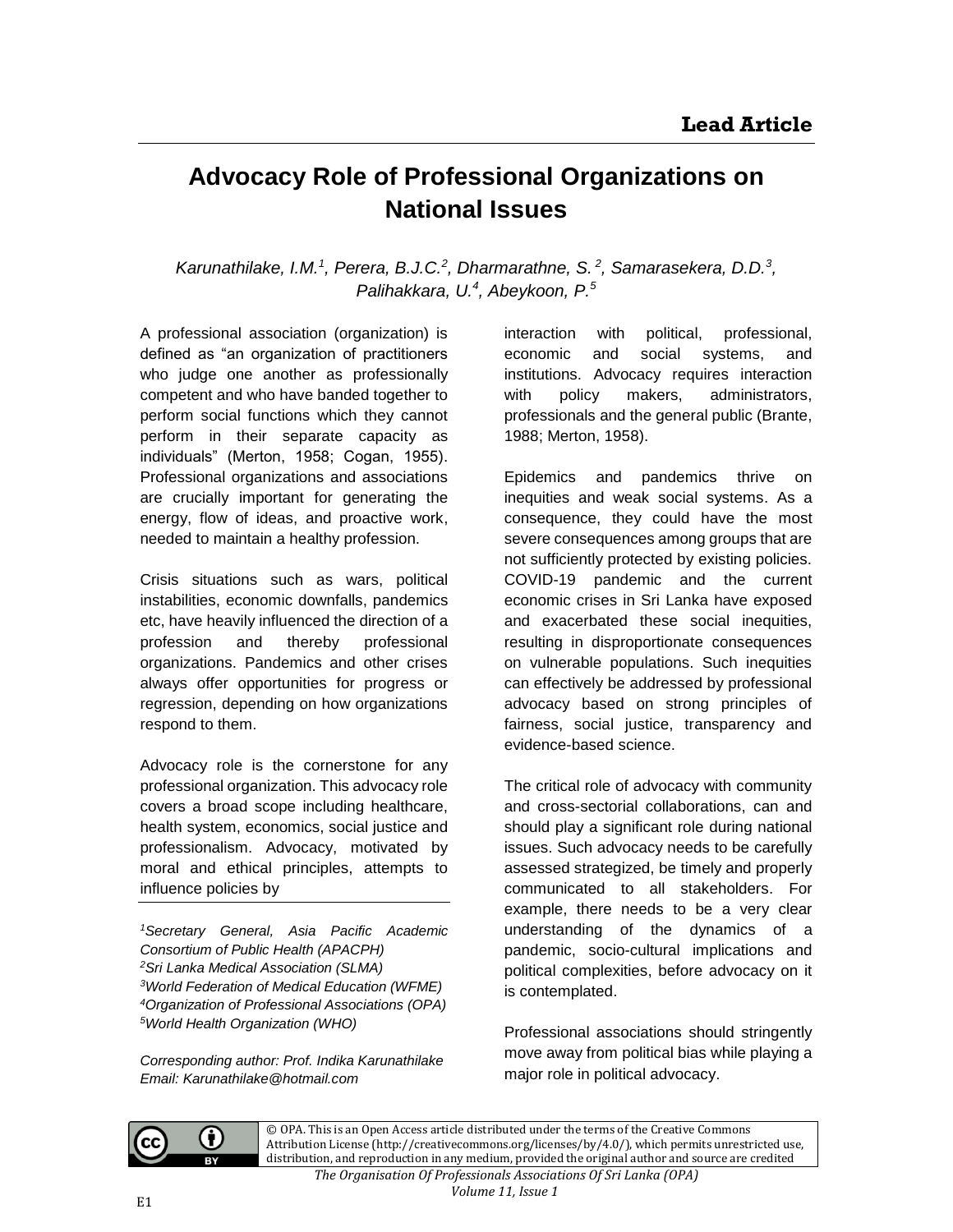**Lead Article**

# Advocacy Role of Professional Organizations on National Issues

*Karunathilake, I.M.[1], Perera, B.J.C.[2], Dharmarathne, S.[2], Samarasekera, D.D.[3], Palihakkara, U.[4], Abeykoon, P.[5]*

A professional association (organization) is defined as "an organization of practitioners who judge one another as professionally competent and who have banded together to perform social functions which they cannot perform in their separate capacity as individuals" (Merton, 1958; Cogan, 1955). Professional organizations and associations are crucially important for generating the energy, flow of ideas, and proactive work, needed to maintain a healthy profession.

Crisis situations such as wars, political instabilities, economic downfalls, pandemics etc, have heavily influenced the direction of a profession and thereby professional organizations. Pandemics and other crises always offer opportunities for progress or regression, depending on how organizations respond to them.

Advocacy role is the cornerstone for any professional organization. This advocacy role covers a broad scope including healthcare, health system, economics, social justice and professionalism. Advocacy, motivated by moral and ethical principles, attempts to influence policies by interaction with political, professional, economic and social systems, and institutions. Advocacy requires interaction with policy makers, administrators, professionals and the general public (Brante, 1988; Merton, 1958).

Epidemics and pandemics thrive on inequities and weak social systems. As a consequence, they could have the most severe consequences among groups that are not sufficiently protected by existing policies. COVID-19 pandemic and the current economic crises in Sri Lanka have exposed and exacerbated these social inequities, resulting in disproportionate consequences on vulnerable populations. Such inequities can effectively be addressed by professional advocacy based on strong principles of fairness, social justice, transparency and evidence-based science.

The critical role of advocacy with community and cross-sectorial collaborations, can and should play a significant role during national issues. Such advocacy needs to be carefully assessed strategized, be timely and properly communicated to all stakeholders. For example, there needs to be a very clear understanding of the dynamics of a pandemic, socio-cultural implications and political complexities, before advocacy on it is contemplated.

Professional associations should stringently move away from political bias while playing a major role in political advocacy.

---

*[1]Secretary General, Asia Pacific Academic Consortium of Public Health (APACPH)*
*[2]Sri Lanka Medical Association (SLMA)*
*[3]World Federation of Medical Education (WFME)*
*[4]Organization of Professional Associations (OPA)*
*[5]World Health Organization (WHO)*

*Corresponding author: Prof. Indika Karunathilake*
*Email: Karunathilake@hotmail.com*

© OPA. This is an Open Access article distributed under the terms of the Creative Commons Attribution License (http://creativecommons.org/licenses/by/4.0/), which permits unrestricted use, distribution, and reproduction in any medium, provided the original author and source are credited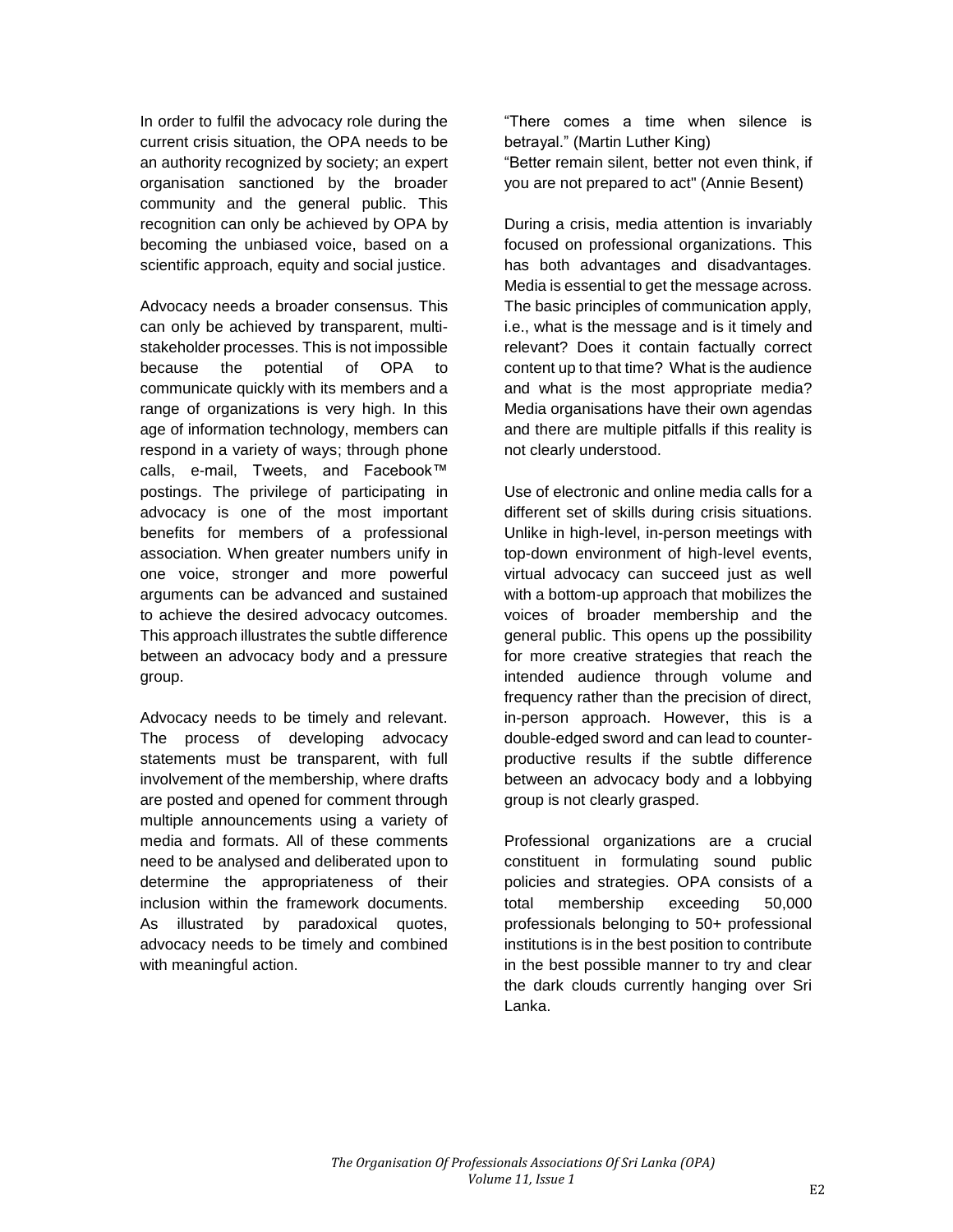In order to fulfil the advocacy role during the current crisis situation, the OPA needs to be an authority recognized by society; an expert organisation sanctioned by the broader community and the general public. This recognition can only be achieved by OPA by becoming the unbiased voice, based on a scientific approach, equity and social justice.

Advocacy needs a broader consensus. This can only be achieved by transparent, multi-stakeholder processes. This is not impossible because the potential of OPA to communicate quickly with its members and a range of organizations is very high. In this age of information technology, members can respond in a variety of ways; through phone calls, e-mail, Tweets, and Facebook™ postings. The privilege of participating in advocacy is one of the most important benefits for members of a professional association. When greater numbers unify in one voice, stronger and more powerful arguments can be advanced and sustained to achieve the desired advocacy outcomes. This approach illustrates the subtle difference between an advocacy body and a pressure group.

Advocacy needs to be timely and relevant. The process of developing advocacy statements must be transparent, with full involvement of the membership, where drafts are posted and opened for comment through multiple announcements using a variety of media and formats. All of these comments need to be analysed and deliberated upon to determine the appropriateness of their inclusion within the framework documents. As illustrated by paradoxical quotes, advocacy needs to be timely and combined with meaningful action.

"There comes a time when silence is betrayal." (Martin Luther King)
"Better remain silent, better not even think, if you are not prepared to act" (Annie Besent)

During a crisis, media attention is invariably focused on professional organizations. This has both advantages and disadvantages. Media is essential to get the message across. The basic principles of communication apply, i.e., what is the message and is it timely and relevant? Does it contain factually correct content up to that time? What is the audience and what is the most appropriate media? Media organisations have their own agendas and there are multiple pitfalls if this reality is not clearly understood.

Use of electronic and online media calls for a different set of skills during crisis situations. Unlike in high-level, in-person meetings with top-down environment of high-level events, virtual advocacy can succeed just as well with a bottom-up approach that mobilizes the voices of broader membership and the general public. This opens up the possibility for more creative strategies that reach the intended audience through volume and frequency rather than the precision of direct, in-person approach. However, this is a double-edged sword and can lead to counter-productive results if the subtle difference between an advocacy body and a lobbying group is not clearly grasped.

Professional organizations are a crucial constituent in formulating sound public policies and strategies. OPA consists of a total membership exceeding 50,000 professionals belonging to 50+ professional institutions is in the best position to contribute in the best possible manner to try and clear the dark clouds currently hanging over Sri Lanka.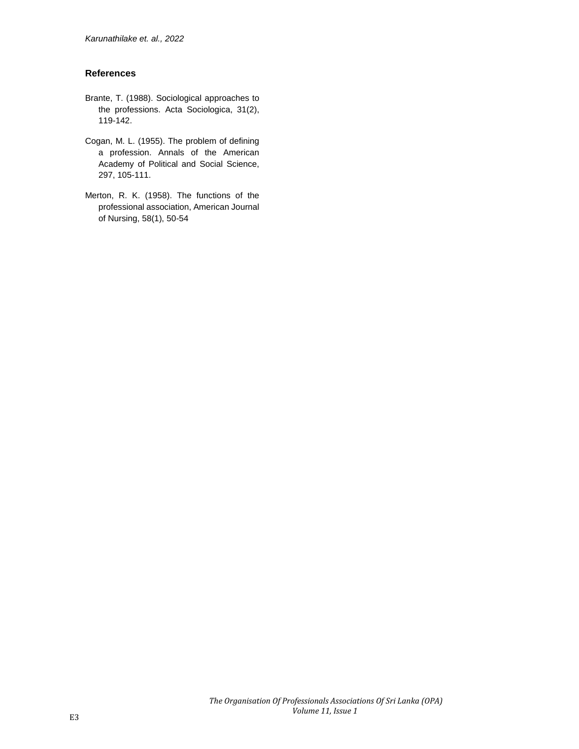## References

Brante, T. (1988). Sociological approaches to the professions. Acta Sociologica, 31(2), 119-142.

Cogan, M. L. (1955). The problem of defining a profession. Annals of the American Academy of Political and Social Science, 297, 105-111.

Merton, R. K. (1958). The functions of the professional association, American Journal of Nursing, 58(1), 50-54